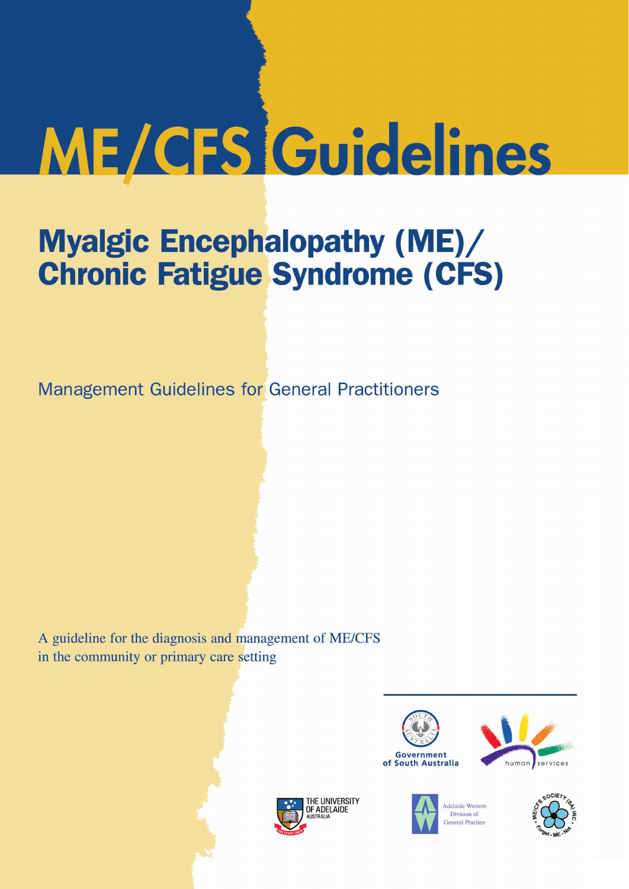# ME/CFS Guidelines

## Myalgic Encephalopathy (ME)/ Chronic Fatigue Syndrome (CFS)

Management Guidelines for General Practitioners

A guideline for the diagnosis and management of ME/CFS in the community or primary care setting

Government of South Australia

human services

THE UNIVERSITY OF ADELAIDE AUSTRALIA

Adelaide Western Division of General Practice

ME/CFS SOCIETY (SA) INC • Forget-ME-Not •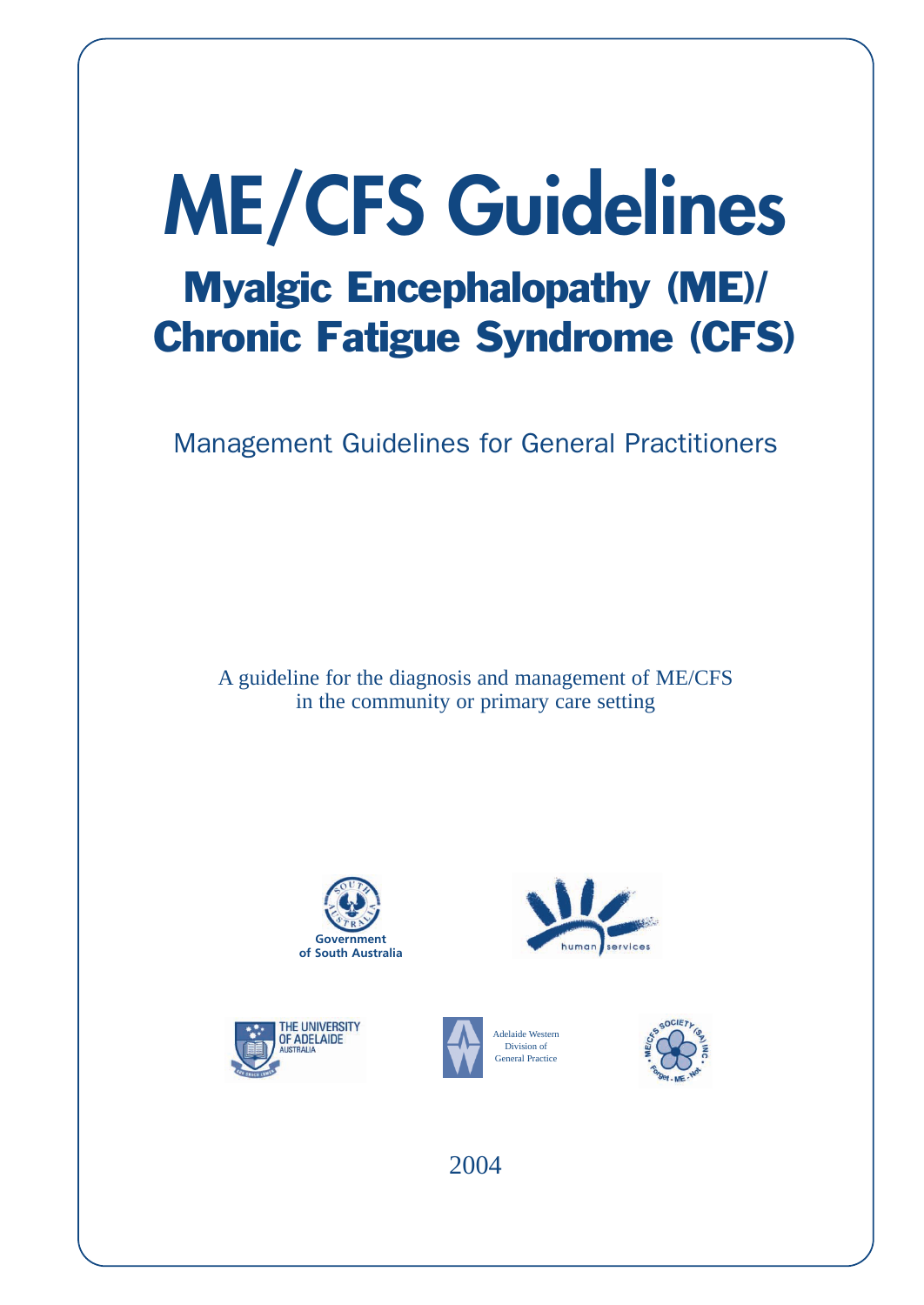# ME/CFS Guidelines

## Myalgic Encephalopathy (ME)/ Chronic Fatigue Syndrome (CFS)

Management Guidelines for General Practitioners

A guideline for the diagnosis and management of ME/CFS in the community or primary care setting

Government of South Australia

human services

THE UNIVERSITY OF ADELAIDE AUSTRALIA

Adelaide Western Division of General Practice

ME/CFS SOCIETY (SA) INC Forget - ME - Not

2004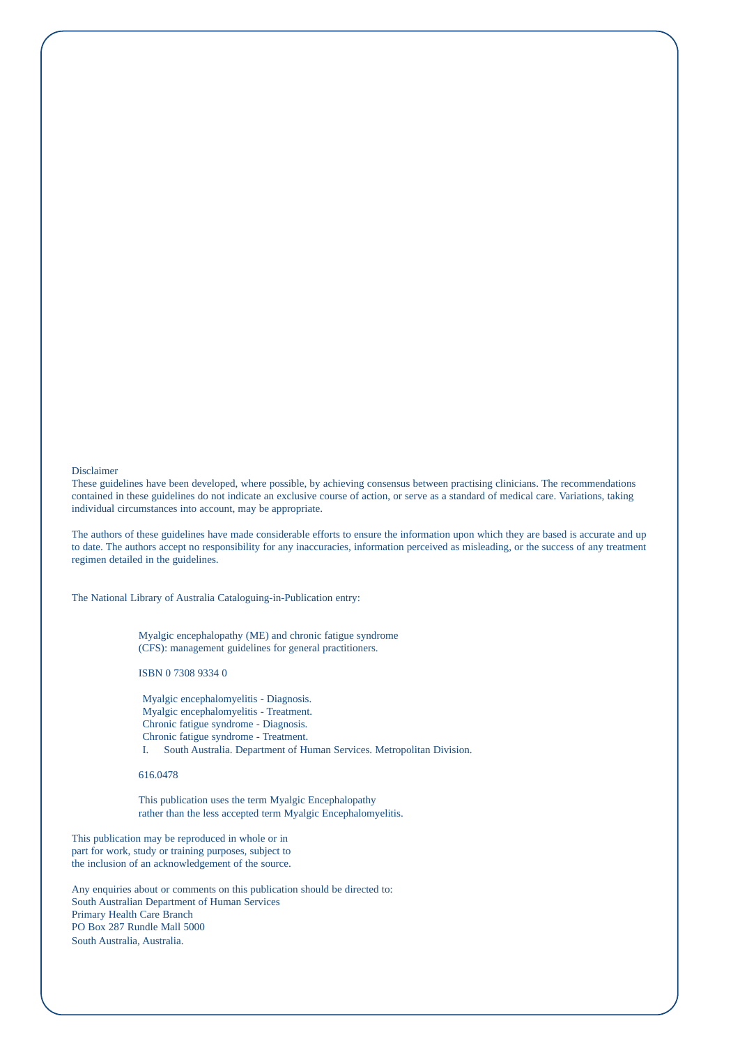Disclaimer

These guidelines have been developed, where possible, by achieving consensus between practising clinicians. The recommendations contained in these guidelines do not indicate an exclusive course of action, or serve as a standard of medical care. Variations, taking individual circumstances into account, may be appropriate.

The authors of these guidelines have made considerable efforts to ensure the information upon which they are based is accurate and up to date. The authors accept no responsibility for any inaccuracies, information perceived as misleading, or the success of any treatment regimen detailed in the guidelines.

The National Library of Australia Cataloguing-in-Publication entry:

Myalgic encephalopathy (ME) and chronic fatigue syndrome (CFS): management guidelines for general practitioners.

ISBN 0 7308 9334 0

Myalgic encephalomyelitis - Diagnosis.
Myalgic encephalomyelitis - Treatment.
Chronic fatigue syndrome - Diagnosis.
Chronic fatigue syndrome - Treatment.
I. South Australia. Department of Human Services. Metropolitan Division.

616.0478

This publication uses the term Myalgic Encephalopathy rather than the less accepted term Myalgic Encephalomyelitis.

This publication may be reproduced in whole or in part for work, study or training purposes, subject to the inclusion of an acknowledgement of the source.

Any enquiries about or comments on this publication should be directed to:
South Australian Department of Human Services
Primary Health Care Branch
PO Box 287 Rundle Mall 5000
South Australia, Australia.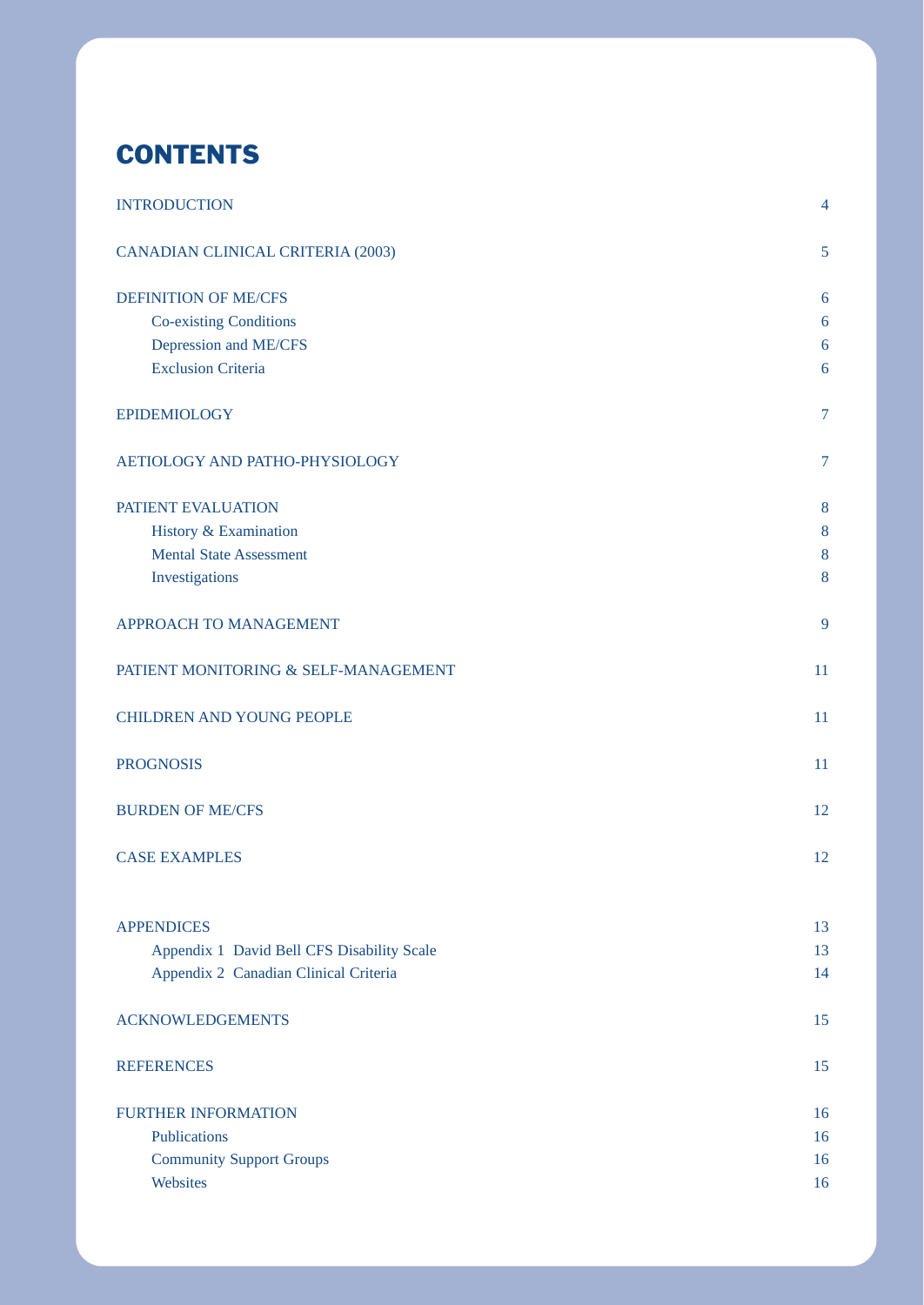# CONTENTS

| | |
|---|---|
| INTRODUCTION | 4 |
| CANADIAN CLINICAL CRITERIA (2003) | 5 |
| DEFINITION OF ME/CFS | 6 |
| Co-existing Conditions | 6 |
| Depression and ME/CFS | 6 |
| Exclusion Criteria | 6 |
| EPIDEMIOLOGY | 7 |
| AETIOLOGY AND PATHO-PHYSIOLOGY | 7 |
| PATIENT EVALUATION | 8 |
| History & Examination | 8 |
| Mental State Assessment | 8 |
| Investigations | 8 |
| APPROACH TO MANAGEMENT | 9 |
| PATIENT MONITORING & SELF-MANAGEMENT | 11 |
| CHILDREN AND YOUNG PEOPLE | 11 |
| PROGNOSIS | 11 |
| BURDEN OF ME/CFS | 12 |
| CASE EXAMPLES | 12 |
| APPENDICES | 13 |
| Appendix 1 David Bell CFS Disability Scale | 13 |
| Appendix 2 Canadian Clinical Criteria | 14 |
| ACKNOWLEDGEMENTS | 15 |
| REFERENCES | 15 |
| FURTHER INFORMATION | 16 |
| Publications | 16 |
| Community Support Groups | 16 |
| Websites | 16 |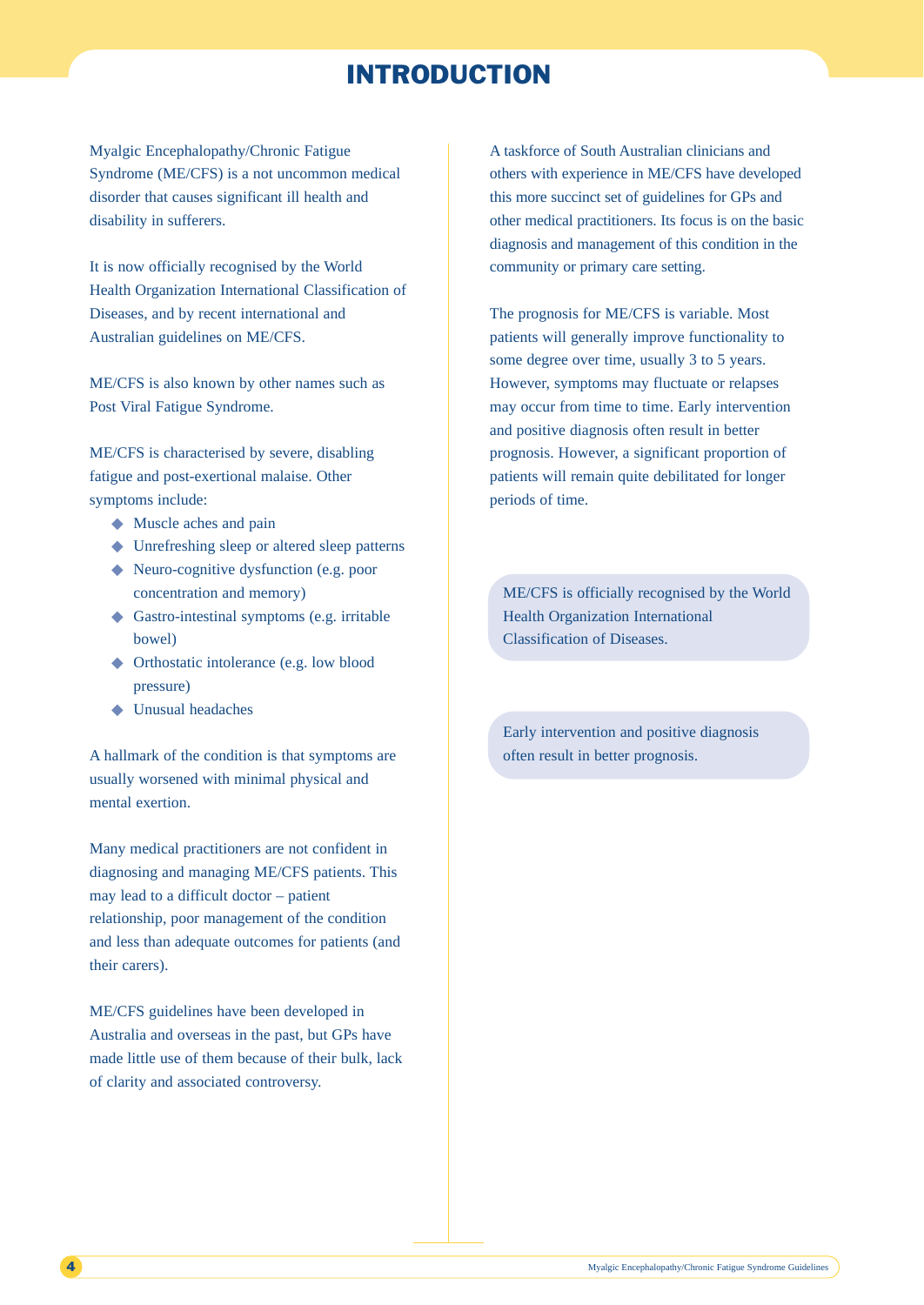# INTRODUCTION

Myalgic Encephalopathy/Chronic Fatigue Syndrome (ME/CFS) is a not uncommon medical disorder that causes significant ill health and disability in sufferers.

It is now officially recognised by the World Health Organization International Classification of Diseases, and by recent international and Australian guidelines on ME/CFS.

ME/CFS is also known by other names such as Post Viral Fatigue Syndrome.

ME/CFS is characterised by severe, disabling fatigue and post-exertional malaise. Other symptoms include:

- Muscle aches and pain
- Unrefreshing sleep or altered sleep patterns
- Neuro-cognitive dysfunction (e.g. poor concentration and memory)
- Gastro-intestinal symptoms (e.g. irritable bowel)
- Orthostatic intolerance (e.g. low blood pressure)
- Unusual headaches

A hallmark of the condition is that symptoms are usually worsened with minimal physical and mental exertion.

Many medical practitioners are not confident in diagnosing and managing ME/CFS patients. This may lead to a difficult doctor – patient relationship, poor management of the condition and less than adequate outcomes for patients (and their carers).

ME/CFS guidelines have been developed in Australia and overseas in the past, but GPs have made little use of them because of their bulk, lack of clarity and associated controversy.

A taskforce of South Australian clinicians and others with experience in ME/CFS have developed this more succinct set of guidelines for GPs and other medical practitioners. Its focus is on the basic diagnosis and management of this condition in the community or primary care setting.

The prognosis for ME/CFS is variable. Most patients will generally improve functionality to some degree over time, usually 3 to 5 years. However, symptoms may fluctuate or relapses may occur from time to time. Early intervention and positive diagnosis often result in better prognosis. However, a significant proportion of patients will remain quite debilitated for longer periods of time.

> ME/CFS is officially recognised by the World Health Organization International Classification of Diseases.

> Early intervention and positive diagnosis often result in better prognosis.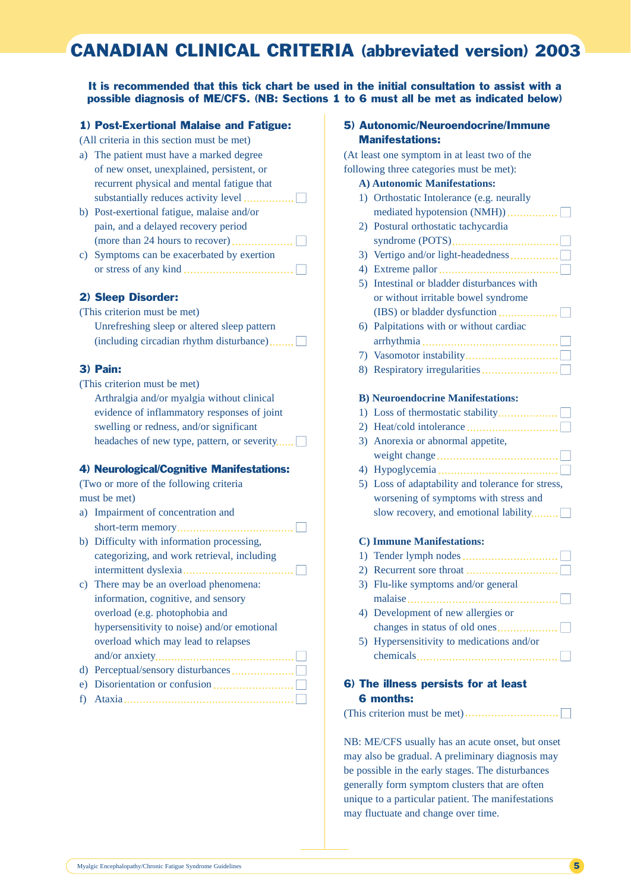# CANADIAN CLINICAL CRITERIA (abbreviated version) 2003

**It is recommended that this tick chart be used in the initial consultation to assist with a possible diagnosis of ME/CFS. (NB: Sections 1 to 6 must all be met as indicated below)**

### 1) Post-Exertional Malaise and Fatigue:

(All criteria in this section must be met)

a) The patient must have a marked degree of new onset, unexplained, persistent, or recurrent physical and mental fatigue that substantially reduces activity level ☐
b) Post-exertional fatigue, malaise and/or pain, and a delayed recovery period (more than 24 hours to recover) ☐
c) Symptoms can be exacerbated by exertion or stress of any kind ☐

### 2) Sleep Disorder:

(This criterion must be met)

Unrefreshing sleep or altered sleep pattern (including circadian rhythm disturbance) ☐

### 3) Pain:

(This criterion must be met)

Arthralgia and/or myalgia without clinical evidence of inflammatory responses of joint swelling or redness, and/or significant headaches of new type, pattern, or severity ☐

### 4) Neurological/Cognitive Manifestations:

(Two or more of the following criteria must be met)

a) Impairment of concentration and short-term memory ☐
b) Difficulty with information processing, categorizing, and work retrieval, including intermittent dyslexia ☐
c) There may be an overload phenomena: information, cognitive, and sensory overload (e.g. photophobia and hypersensitivity to noise) and/or emotional overload which may lead to relapses and/or anxiety ☐
d) Perceptual/sensory disturbances ☐
e) Disorientation or confusion ☐
f) Ataxia ☐

### 5) Autonomic/Neuroendocrine/Immune Manifestations:

(At least one symptom in at least two of the following three categories must be met):

**A) Autonomic Manifestations:**

1) Orthostatic Intolerance (e.g. neurally mediated hypotension (NMH)) ☐
2) Postural orthostatic tachycardia syndrome (POTS) ☐
3) Vertigo and/or light-headedness ☐
4) Extreme pallor ☐
5) Intestinal or bladder disturbances with or without irritable bowel syndrome (IBS) or bladder dysfunction ☐
6) Palpitations with or without cardiac arrhythmia ☐
7) Vasomotor instability ☐
8) Respiratory irregularities ☐

**B) Neuroendocrine Manifestations:**

1) Loss of thermostatic stability ☐
2) Heat/cold intolerance ☐
3) Anorexia or abnormal appetite, weight change ☐
4) Hypoglycemia ☐
5) Loss of adaptability and tolerance for stress, worsening of symptoms with stress and slow recovery, and emotional lability ☐

**C) Immune Manifestations:**

1) Tender lymph nodes ☐
2) Recurrent sore throat ☐
3) Flu-like symptoms and/or general malaise ☐
4) Development of new allergies or changes in status of old ones ☐
5) Hypersensitivity to medications and/or chemicals ☐

### 6) The illness persists for at least 6 months:

(This criterion must be met) ☐

NB: ME/CFS usually has an acute onset, but onset may also be gradual. A preliminary diagnosis may be possible in the early stages. The disturbances generally form symptom clusters that are often unique to a particular patient. The manifestations may fluctuate and change over time.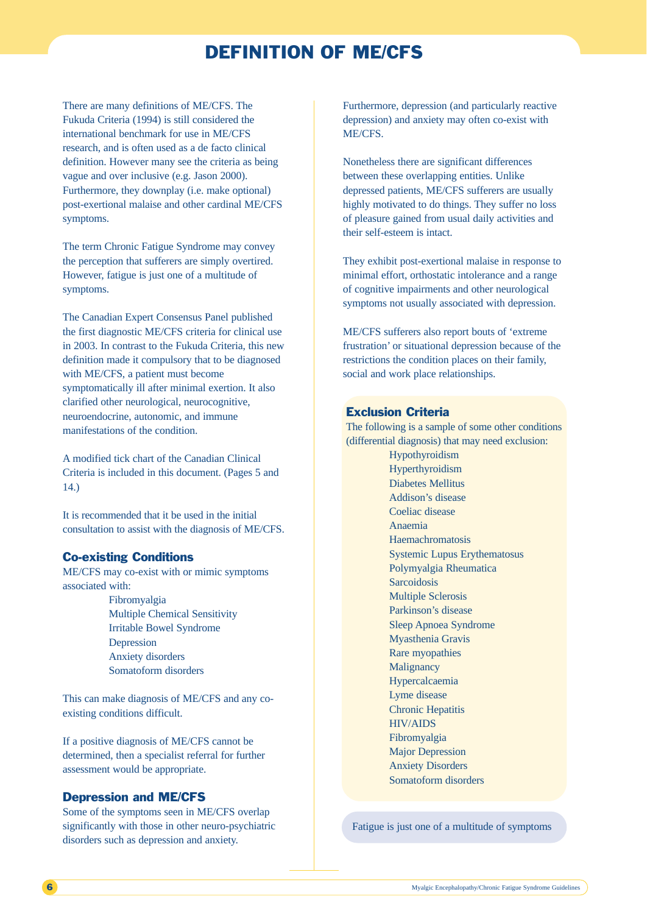# DEFINITION OF ME/CFS

There are many definitions of ME/CFS. The Fukuda Criteria (1994) is still considered the international benchmark for use in ME/CFS research, and is often used as a de facto clinical definition. However many see the criteria as being vague and over inclusive (e.g. Jason 2000). Furthermore, they downplay (i.e. make optional) post-exertional malaise and other cardinal ME/CFS symptoms.

The term Chronic Fatigue Syndrome may convey the perception that sufferers are simply overtired. However, fatigue is just one of a multitude of symptoms.

The Canadian Expert Consensus Panel published the first diagnostic ME/CFS criteria for clinical use in 2003. In contrast to the Fukuda Criteria, this new definition made it compulsory that to be diagnosed with ME/CFS, a patient must become symptomatically ill after minimal exertion. It also clarified other neurological, neurocognitive, neuroendocrine, autonomic, and immune manifestations of the condition.

A modified tick chart of the Canadian Clinical Criteria is included in this document. (Pages 5 and 14.)

It is recommended that it be used in the initial consultation to assist with the diagnosis of ME/CFS.

## Co-existing Conditions

ME/CFS may co-exist with or mimic symptoms associated with:

- Fibromyalgia
- Multiple Chemical Sensitivity
- Irritable Bowel Syndrome
- Depression
- Anxiety disorders
- Somatoform disorders

This can make diagnosis of ME/CFS and any co-existing conditions difficult.

If a positive diagnosis of ME/CFS cannot be determined, then a specialist referral for further assessment would be appropriate.

## Depression and ME/CFS

Some of the symptoms seen in ME/CFS overlap significantly with those in other neuro-psychiatric disorders such as depression and anxiety.

Furthermore, depression (and particularly reactive depression) and anxiety may often co-exist with ME/CFS.

Nonetheless there are significant differences between these overlapping entities. Unlike depressed patients, ME/CFS sufferers are usually highly motivated to do things. They suffer no loss of pleasure gained from usual daily activities and their self-esteem is intact.

They exhibit post-exertional malaise in response to minimal effort, orthostatic intolerance and a range of cognitive impairments and other neurological symptoms not usually associated with depression.

ME/CFS sufferers also report bouts of 'extreme frustration' or situational depression because of the restrictions the condition places on their family, social and work place relationships.

## Exclusion Criteria

The following is a sample of some other conditions (differential diagnosis) that may need exclusion:

- Hypothyroidism
- Hyperthyroidism
- Diabetes Mellitus
- Addison's disease
- Coeliac disease
- Anaemia
- Haemachromatosis
- Systemic Lupus Erythematosus
- Polymyalgia Rheumatica
- Sarcoidosis
- Multiple Sclerosis
- Parkinson's disease
- Sleep Apnoea Syndrome
- Myasthenia Gravis
- Rare myopathies
- Malignancy
- Hypercalcaemia
- Lyme disease
- Chronic Hepatitis
- HIV/AIDS
- Fibromyalgia
- Major Depression
- Anxiety Disorders
- Somatoform disorders

Fatigue is just one of a multitude of symptoms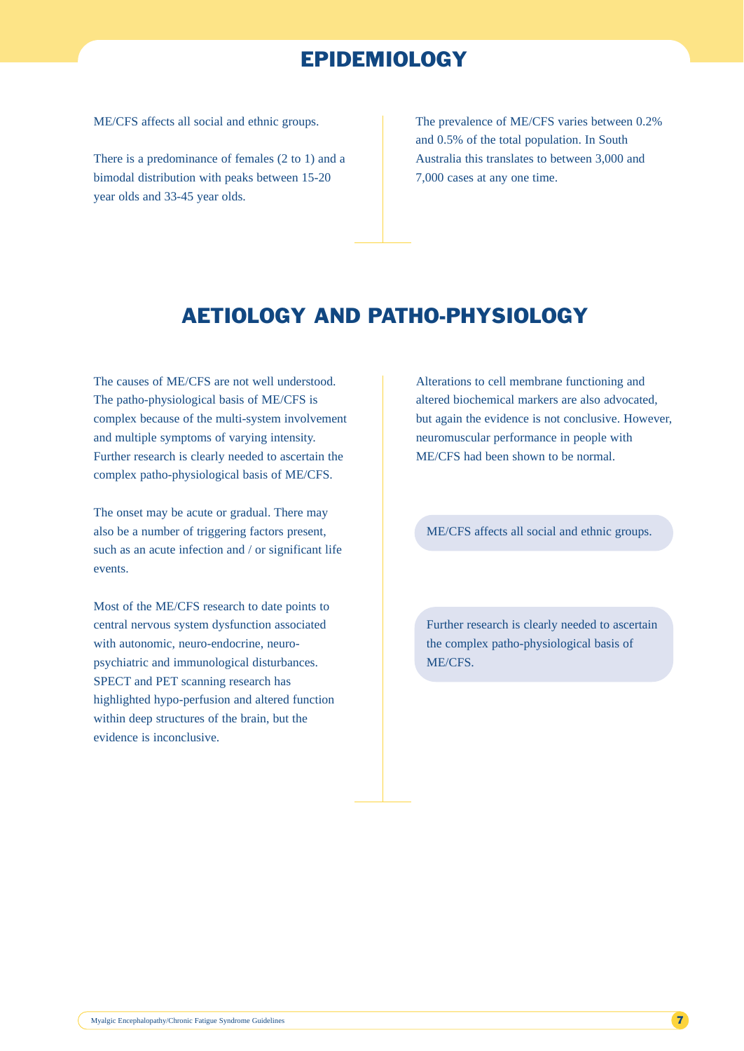# EPIDEMIOLOGY

ME/CFS affects all social and ethnic groups.

There is a predominance of females (2 to 1) and a bimodal distribution with peaks between 15-20 year olds and 33-45 year olds.

The prevalence of ME/CFS varies between 0.2% and 0.5% of the total population. In South Australia this translates to between 3,000 and 7,000 cases at any one time.

# AETIOLOGY AND PATHO-PHYSIOLOGY

The causes of ME/CFS are not well understood. The patho-physiological basis of ME/CFS is complex because of the multi-system involvement and multiple symptoms of varying intensity. Further research is clearly needed to ascertain the complex patho-physiological basis of ME/CFS.

The onset may be acute or gradual. There may also be a number of triggering factors present, such as an acute infection and / or significant life events.

Most of the ME/CFS research to date points to central nervous system dysfunction associated with autonomic, neuro-endocrine, neuro-psychiatric and immunological disturbances. SPECT and PET scanning research has highlighted hypo-perfusion and altered function within deep structures of the brain, but the evidence is inconclusive.

Alterations to cell membrane functioning and altered biochemical markers are also advocated, but again the evidence is not conclusive. However, neuromuscular performance in people with ME/CFS had been shown to be normal.

> ME/CFS affects all social and ethnic groups.

> Further research is clearly needed to ascertain the complex patho-physiological basis of ME/CFS.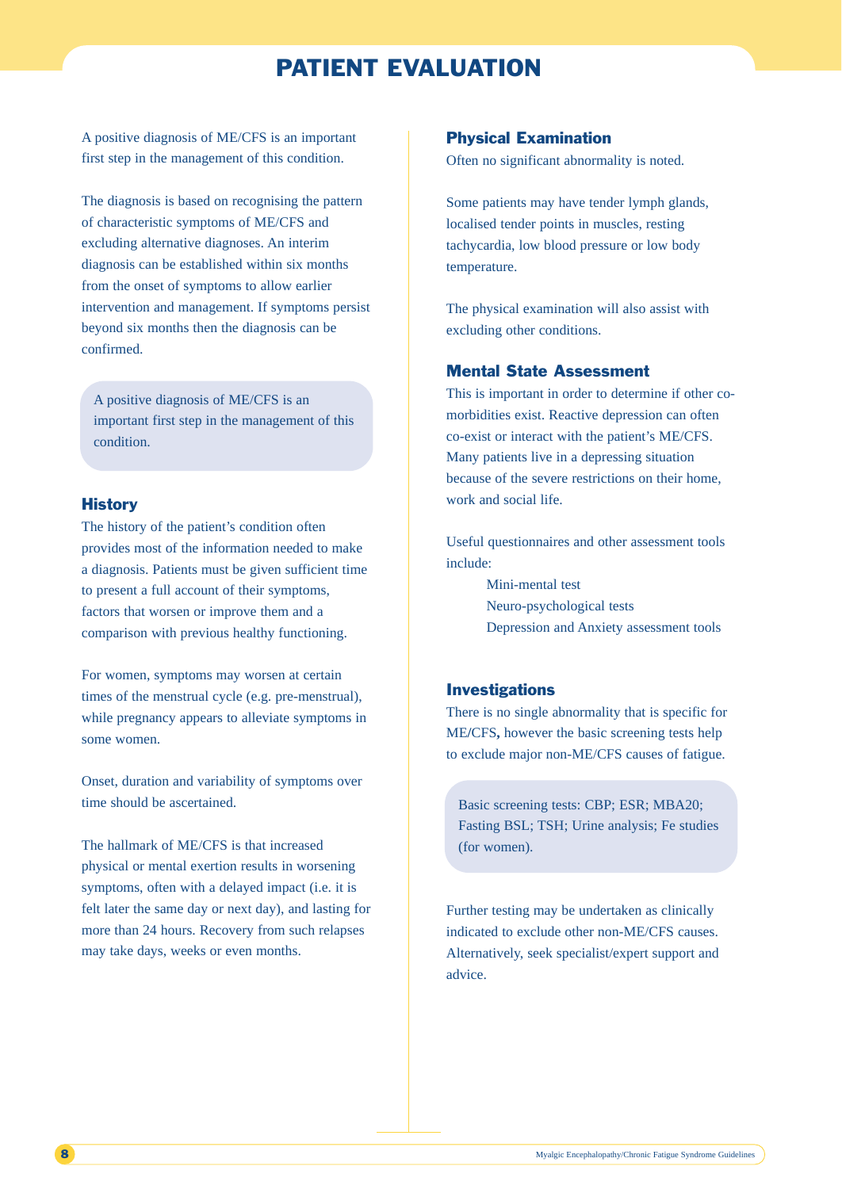# PATIENT EVALUATION

A positive diagnosis of ME/CFS is an important first step in the management of this condition.

The diagnosis is based on recognising the pattern of characteristic symptoms of ME/CFS and excluding alternative diagnoses. An interim diagnosis can be established within six months from the onset of symptoms to allow earlier intervention and management. If symptoms persist beyond six months then the diagnosis can be confirmed.

> A positive diagnosis of ME/CFS is an important first step in the management of this condition.

## History

The history of the patient's condition often provides most of the information needed to make a diagnosis. Patients must be given sufficient time to present a full account of their symptoms, factors that worsen or improve them and a comparison with previous healthy functioning.

For women, symptoms may worsen at certain times of the menstrual cycle (e.g. pre-menstrual), while pregnancy appears to alleviate symptoms in some women.

Onset, duration and variability of symptoms over time should be ascertained.

The hallmark of ME/CFS is that increased physical or mental exertion results in worsening symptoms, often with a delayed impact (i.e. it is felt later the same day or next day), and lasting for more than 24 hours. Recovery from such relapses may take days, weeks or even months.

## Physical Examination

Often no significant abnormality is noted.

Some patients may have tender lymph glands, localised tender points in muscles, resting tachycardia, low blood pressure or low body temperature.

The physical examination will also assist with excluding other conditions.

## Mental State Assessment

This is important in order to determine if other co-morbidities exist. Reactive depression can often co-exist or interact with the patient's ME/CFS. Many patients live in a depressing situation because of the severe restrictions on their home, work and social life.

Useful questionnaires and other assessment tools include:

- Mini-mental test
- Neuro-psychological tests
- Depression and Anxiety assessment tools

## Investigations

There is no single abnormality that is specific for ME/CFS**,** however the basic screening tests help to exclude major non-ME/CFS causes of fatigue.

> Basic screening tests: CBP; ESR; MBA20; Fasting BSL; TSH; Urine analysis; Fe studies (for women).

Further testing may be undertaken as clinically indicated to exclude other non-ME/CFS causes. Alternatively, seek specialist/expert support and advice.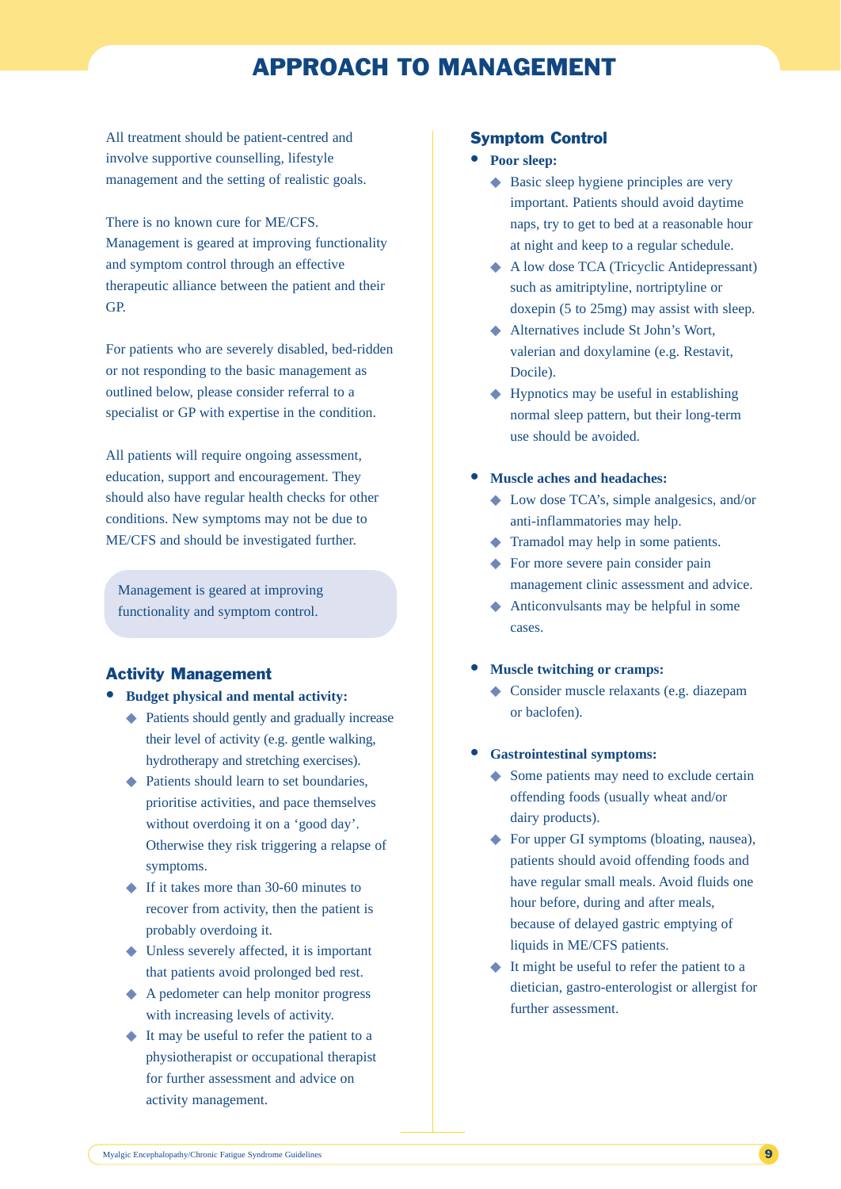# APPROACH TO MANAGEMENT

All treatment should be patient-centred and involve supportive counselling, lifestyle management and the setting of realistic goals.

There is no known cure for ME/CFS. Management is geared at improving functionality and symptom control through an effective therapeutic alliance between the patient and their GP.

For patients who are severely disabled, bed-ridden or not responding to the basic management as outlined below, please consider referral to a specialist or GP with expertise in the condition.

All patients will require ongoing assessment, education, support and encouragement. They should also have regular health checks for other conditions. New symptoms may not be due to ME/CFS and should be investigated further.

> Management is geared at improving functionality and symptom control.

## Activity Management

- **Budget physical and mental activity:**
  - Patients should gently and gradually increase their level of activity (e.g. gentle walking, hydrotherapy and stretching exercises).
  - Patients should learn to set boundaries, prioritise activities, and pace themselves without overdoing it on a 'good day'. Otherwise they risk triggering a relapse of symptoms.
  - If it takes more than 30-60 minutes to recover from activity, then the patient is probably overdoing it.
  - Unless severely affected, it is important that patients avoid prolonged bed rest.
  - A pedometer can help monitor progress with increasing levels of activity.
  - It may be useful to refer the patient to a physiotherapist or occupational therapist for further assessment and advice on activity management.

## Symptom Control

- **Poor sleep:**
  - Basic sleep hygiene principles are very important. Patients should avoid daytime naps, try to get to bed at a reasonable hour at night and keep to a regular schedule.
  - A low dose TCA (Tricyclic Antidepressant) such as amitriptyline, nortriptyline or doxepin (5 to 25mg) may assist with sleep.
  - Alternatives include St John's Wort, valerian and doxylamine (e.g. Restavit, Docile).
  - Hypnotics may be useful in establishing normal sleep pattern, but their long-term use should be avoided.

- **Muscle aches and headaches:**
  - Low dose TCA's, simple analgesics, and/or anti-inflammatories may help.
  - Tramadol may help in some patients.
  - For more severe pain consider pain management clinic assessment and advice.
  - Anticonvulsants may be helpful in some cases.

- **Muscle twitching or cramps:**
  - Consider muscle relaxants (e.g. diazepam or baclofen).

- **Gastrointestinal symptoms:**
  - Some patients may need to exclude certain offending foods (usually wheat and/or dairy products).
  - For upper GI symptoms (bloating, nausea), patients should avoid offending foods and have regular small meals. Avoid fluids one hour before, during and after meals, because of delayed gastric emptying of liquids in ME/CFS patients.
  - It might be useful to refer the patient to a dietician, gastro-enterologist or allergist for further assessment.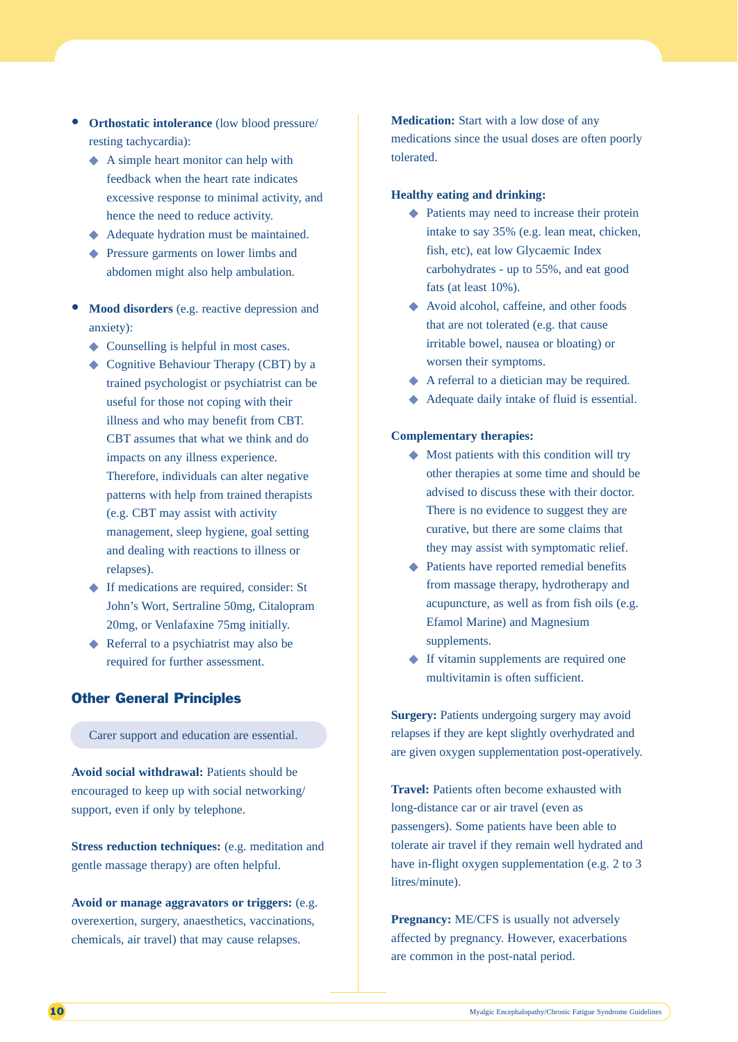- **Orthostatic intolerance** (low blood pressure/ resting tachycardia):
  - A simple heart monitor can help with feedback when the heart rate indicates excessive response to minimal activity, and hence the need to reduce activity.
  - Adequate hydration must be maintained.
  - Pressure garments on lower limbs and abdomen might also help ambulation.

- **Mood disorders** (e.g. reactive depression and anxiety):
  - Counselling is helpful in most cases.
  - Cognitive Behaviour Therapy (CBT) by a trained psychologist or psychiatrist can be useful for those not coping with their illness and who may benefit from CBT. CBT assumes that what we think and do impacts on any illness experience. Therefore, individuals can alter negative patterns with help from trained therapists (e.g. CBT may assist with activity management, sleep hygiene, goal setting and dealing with reactions to illness or relapses).
  - If medications are required, consider: St John's Wort, Sertraline 50mg, Citalopram 20mg, or Venlafaxine 75mg initially.
  - Referral to a psychiatrist may also be required for further assessment.

## Other General Principles

Carer support and education are essential.

**Avoid social withdrawal:** Patients should be encouraged to keep up with social networking/ support, even if only by telephone.

**Stress reduction techniques:** (e.g. meditation and gentle massage therapy) are often helpful.

**Avoid or manage aggravators or triggers:** (e.g. overexertion, surgery, anaesthetics, vaccinations, chemicals, air travel) that may cause relapses.

**Medication:** Start with a low dose of any medications since the usual doses are often poorly tolerated.

**Healthy eating and drinking:**

- Patients may need to increase their protein intake to say 35% (e.g. lean meat, chicken, fish, etc), eat low Glycaemic Index carbohydrates - up to 55%, and eat good fats (at least 10%).
- Avoid alcohol, caffeine, and other foods that are not tolerated (e.g. that cause irritable bowel, nausea or bloating) or worsen their symptoms.
- A referral to a dietician may be required.
- Adequate daily intake of fluid is essential.

**Complementary therapies:**

- Most patients with this condition will try other therapies at some time and should be advised to discuss these with their doctor. There is no evidence to suggest they are curative, but there are some claims that they may assist with symptomatic relief.
- Patients have reported remedial benefits from massage therapy, hydrotherapy and acupuncture, as well as from fish oils (e.g. Efamol Marine) and Magnesium supplements.
- If vitamin supplements are required one multivitamin is often sufficient.

**Surgery:** Patients undergoing surgery may avoid relapses if they are kept slightly overhydrated and are given oxygen supplementation post-operatively.

**Travel:** Patients often become exhausted with long-distance car or air travel (even as passengers). Some patients have been able to tolerate air travel if they remain well hydrated and have in-flight oxygen supplementation (e.g. 2 to 3 litres/minute).

**Pregnancy:** ME/CFS is usually not adversely affected by pregnancy. However, exacerbations are common in the post-natal period.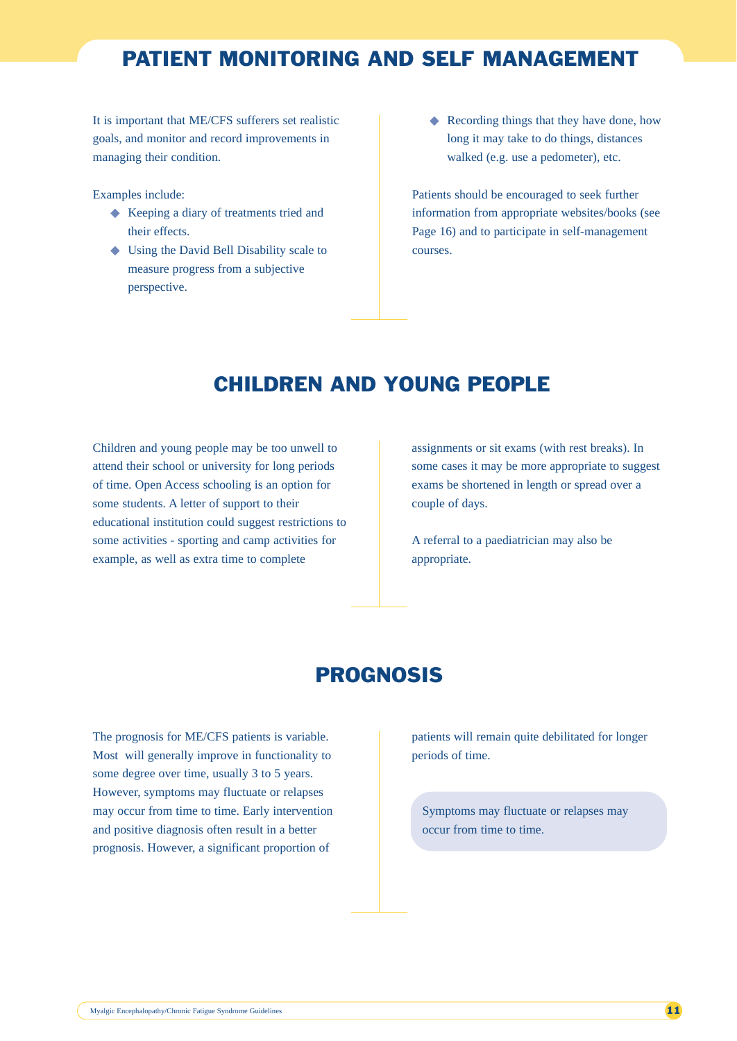## PATIENT MONITORING AND SELF MANAGEMENT

It is important that ME/CFS sufferers set realistic goals, and monitor and record improvements in managing their condition.

Examples include:

- Keeping a diary of treatments tried and their effects.
- Using the David Bell Disability scale to measure progress from a subjective perspective.
- Recording things that they have done, how long it may take to do things, distances walked (e.g. use a pedometer), etc.

Patients should be encouraged to seek further information from appropriate websites/books (see Page 16) and to participate in self-management courses.

## CHILDREN AND YOUNG PEOPLE

Children and young people may be too unwell to attend their school or university for long periods of time. Open Access schooling is an option for some students. A letter of support to their educational institution could suggest restrictions to some activities - sporting and camp activities for example, as well as extra time to complete assignments or sit exams (with rest breaks). In some cases it may be more appropriate to suggest exams be shortened in length or spread over a couple of days.

A referral to a paediatrician may also be appropriate.

## PROGNOSIS

The prognosis for ME/CFS patients is variable. Most will generally improve in functionality to some degree over time, usually 3 to 5 years. However, symptoms may fluctuate or relapses may occur from time to time. Early intervention and positive diagnosis often result in a better prognosis. However, a significant proportion of patients will remain quite debilitated for longer periods of time.

> Symptoms may fluctuate or relapses may occur from time to time.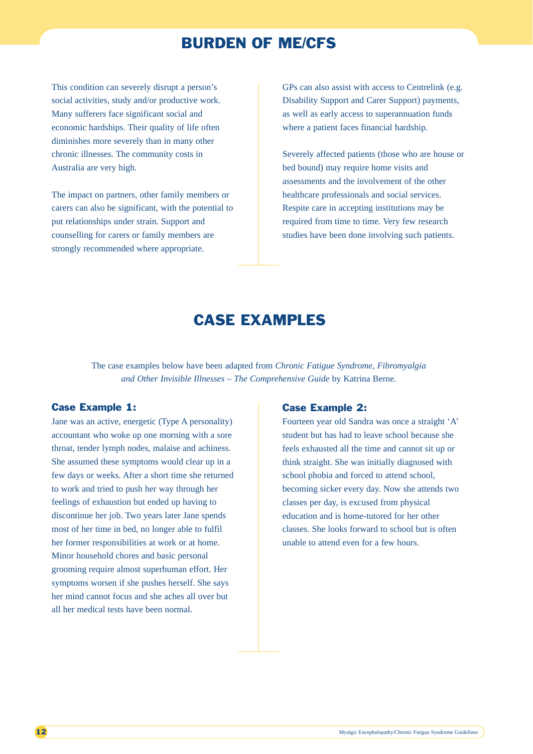## BURDEN OF ME/CFS

This condition can severely disrupt a person's social activities, study and/or productive work. Many sufferers face significant social and economic hardships. Their quality of life often diminishes more severely than in many other chronic illnesses. The community costs in Australia are very high.

The impact on partners, other family members or carers can also be significant, with the potential to put relationships under strain. Support and counselling for carers or family members are strongly recommended where appropriate.

GPs can also assist with access to Centrelink (e.g. Disability Support and Carer Support) payments, as well as early access to superannuation funds where a patient faces financial hardship.

Severely affected patients (those who are house or bed bound) may require home visits and assessments and the involvement of the other healthcare professionals and social services. Respite care in accepting institutions may be required from time to time. Very few research studies have been done involving such patients.

## CASE EXAMPLES

The case examples below have been adapted from *Chronic Fatigue Syndrome, Fibromyalgia and Other Invisible Illnesses – The Comprehensive Guide* by Katrina Berne.

### Case Example 1:

Jane was an active, energetic (Type A personality) accountant who woke up one morning with a sore throat, tender lymph nodes, malaise and achiness. She assumed these symptoms would clear up in a few days or weeks. After a short time she returned to work and tried to push her way through her feelings of exhaustion but ended up having to discontinue her job. Two years later Jane spends most of her time in bed, no longer able to fulfil her former responsibilities at work or at home. Minor household chores and basic personal grooming require almost superhuman effort. Her symptoms worsen if she pushes herself. She says her mind cannot focus and she aches all over but all her medical tests have been normal.

### Case Example 2:

Fourteen year old Sandra was once a straight 'A' student but has had to leave school because she feels exhausted all the time and cannot sit up or think straight. She was initially diagnosed with school phobia and forced to attend school, becoming sicker every day. Now she attends two classes per day, is excused from physical education and is home-tutored for her other classes. She looks forward to school but is often unable to attend even for a few hours.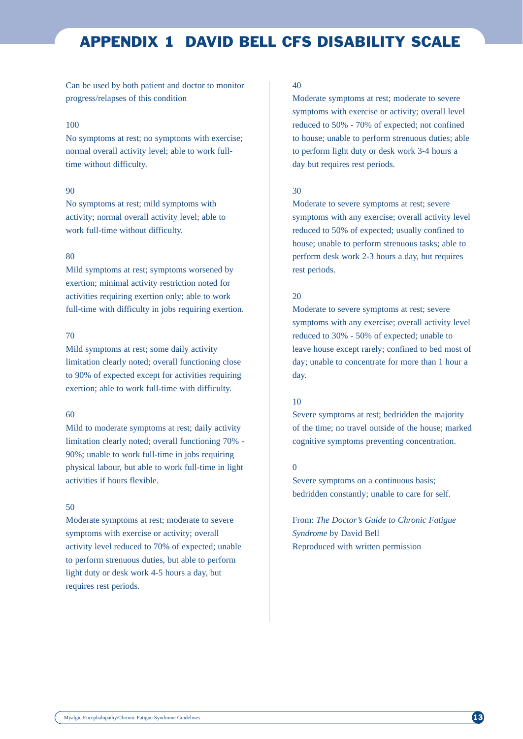# APPENDIX 1 DAVID BELL CFS DISABILITY SCALE

Can be used by both patient and doctor to monitor progress/relapses of this condition

100

No symptoms at rest; no symptoms with exercise; normal overall activity level; able to work full-time without difficulty.

90

No symptoms at rest; mild symptoms with activity; normal overall activity level; able to work full-time without difficulty.

80

Mild symptoms at rest; symptoms worsened by exertion; minimal activity restriction noted for activities requiring exertion only; able to work full-time with difficulty in jobs requiring exertion.

70

Mild symptoms at rest; some daily activity limitation clearly noted; overall functioning close to 90% of expected except for activities requiring exertion; able to work full-time with difficulty.

60

Mild to moderate symptoms at rest; daily activity limitation clearly noted; overall functioning 70% - 90%; unable to work full-time in jobs requiring physical labour, but able to work full-time in light activities if hours flexible.

50

Moderate symptoms at rest; moderate to severe symptoms with exercise or activity; overall activity level reduced to 70% of expected; unable to perform strenuous duties, but able to perform light duty or desk work 4-5 hours a day, but requires rest periods.

40

Moderate symptoms at rest; moderate to severe symptoms with exercise or activity; overall level reduced to 50% - 70% of expected; not confined to house; unable to perform strenuous duties; able to perform light duty or desk work 3-4 hours a day but requires rest periods.

30

Moderate to severe symptoms at rest; severe symptoms with any exercise; overall activity level reduced to 50% of expected; usually confined to house; unable to perform strenuous tasks; able to perform desk work 2-3 hours a day, but requires rest periods.

20

Moderate to severe symptoms at rest; severe symptoms with any exercise; overall activity level reduced to 30% - 50% of expected; unable to leave house except rarely; confined to bed most of day; unable to concentrate for more than 1 hour a day.

10

Severe symptoms at rest; bedridden the majority of the time; no travel outside of the house; marked cognitive symptoms preventing concentration.

0

Severe symptoms on a continuous basis; bedridden constantly; unable to care for self.

From: *The Doctor's Guide to Chronic Fatigue Syndrome* by David Bell
Reproduced with written permission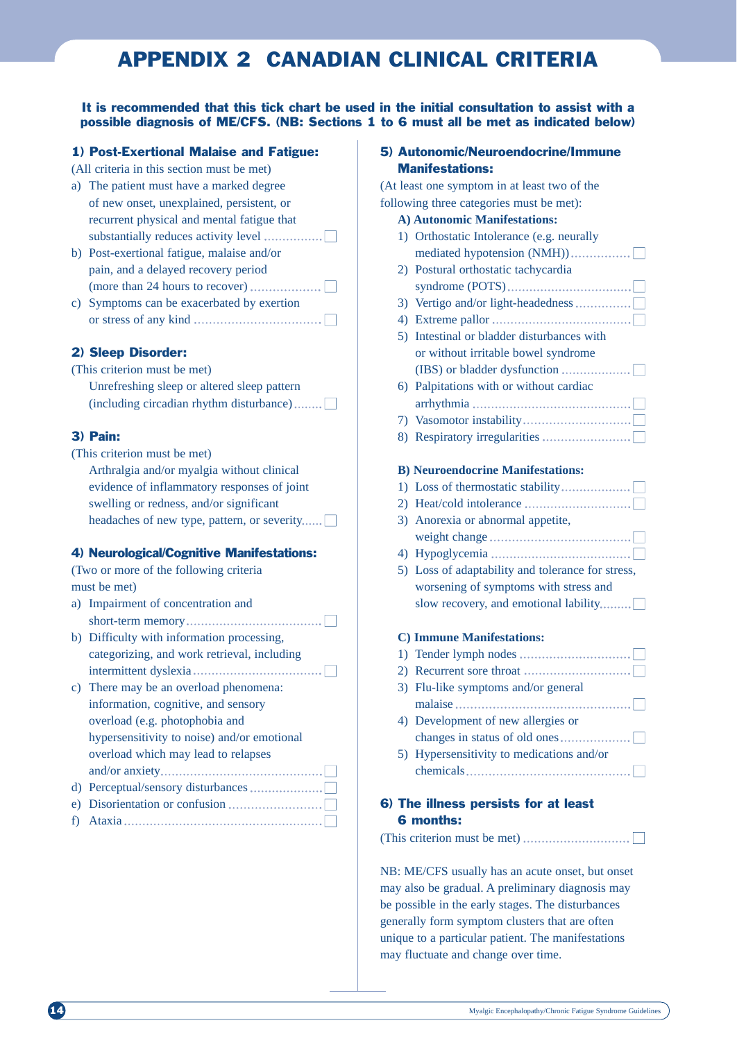# APPENDIX 2 CANADIAN CLINICAL CRITERIA

**It is recommended that this tick chart be used in the initial consultation to assist with a possible diagnosis of ME/CFS. (NB: Sections 1 to 6 must all be met as indicated below)**

## 1) Post-Exertional Malaise and Fatigue:

(All criteria in this section must be met)

a) The patient must have a marked degree of new onset, unexplained, persistent, or recurrent physical and mental fatigue that substantially reduces activity level ☐

b) Post-exertional fatigue, malaise and/or pain, and a delayed recovery period (more than 24 hours to recover) ☐

c) Symptoms can be exacerbated by exertion or stress of any kind ☐

## 2) Sleep Disorder:

(This criterion must be met)

Unrefreshing sleep or altered sleep pattern (including circadian rhythm disturbance) ☐

## 3) Pain:

(This criterion must be met)

Arthralgia and/or myalgia without clinical evidence of inflammatory responses of joint swelling or redness, and/or significant headaches of new type, pattern, or severity ☐

## 4) Neurological/Cognitive Manifestations:

(Two or more of the following criteria must be met)

a) Impairment of concentration and short-term memory ☐

b) Difficulty with information processing, categorizing, and work retrieval, including intermittent dyslexia ☐

c) There may be an overload phenomena: information, cognitive, and sensory overload (e.g. photophobia and hypersensitivity to noise) and/or emotional overload which may lead to relapses and/or anxiety ☐

d) Perceptual/sensory disturbances ☐

e) Disorientation or confusion ☐

f) Ataxia ☐

## 5) Autonomic/Neuroendocrine/Immune Manifestations:

(At least one symptom in at least two of the following three categories must be met):

**A) Autonomic Manifestations:**

1) Orthostatic Intolerance (e.g. neurally mediated hypotension (NMH)) ☐
2) Postural orthostatic tachycardia syndrome (POTS) ☐
3) Vertigo and/or light-headedness ☐
4) Extreme pallor ☐
5) Intestinal or bladder disturbances with or without irritable bowel syndrome (IBS) or bladder dysfunction ☐
6) Palpitations with or without cardiac arrhythmia ☐
7) Vasomotor instability ☐
8) Respiratory irregularities ☐

**B) Neuroendocrine Manifestations:**

1) Loss of thermostatic stability ☐
2) Heat/cold intolerance ☐
3) Anorexia or abnormal appetite, weight change ☐
4) Hypoglycemia ☐
5) Loss of adaptability and tolerance for stress, worsening of symptoms with stress and slow recovery, and emotional lability ☐

**C) Immune Manifestations:**

1) Tender lymph nodes ☐
2) Recurrent sore throat ☐
3) Flu-like symptoms and/or general malaise ☐
4) Development of new allergies or changes in status of old ones ☐
5) Hypersensitivity to medications and/or chemicals ☐

## 6) The illness persists for at least 6 months:

(This criterion must be met) ☐

NB: ME/CFS usually has an acute onset, but onset may also be gradual. A preliminary diagnosis may be possible in the early stages. The disturbances generally form symptom clusters that are often unique to a particular patient. The manifestations may fluctuate and change over time.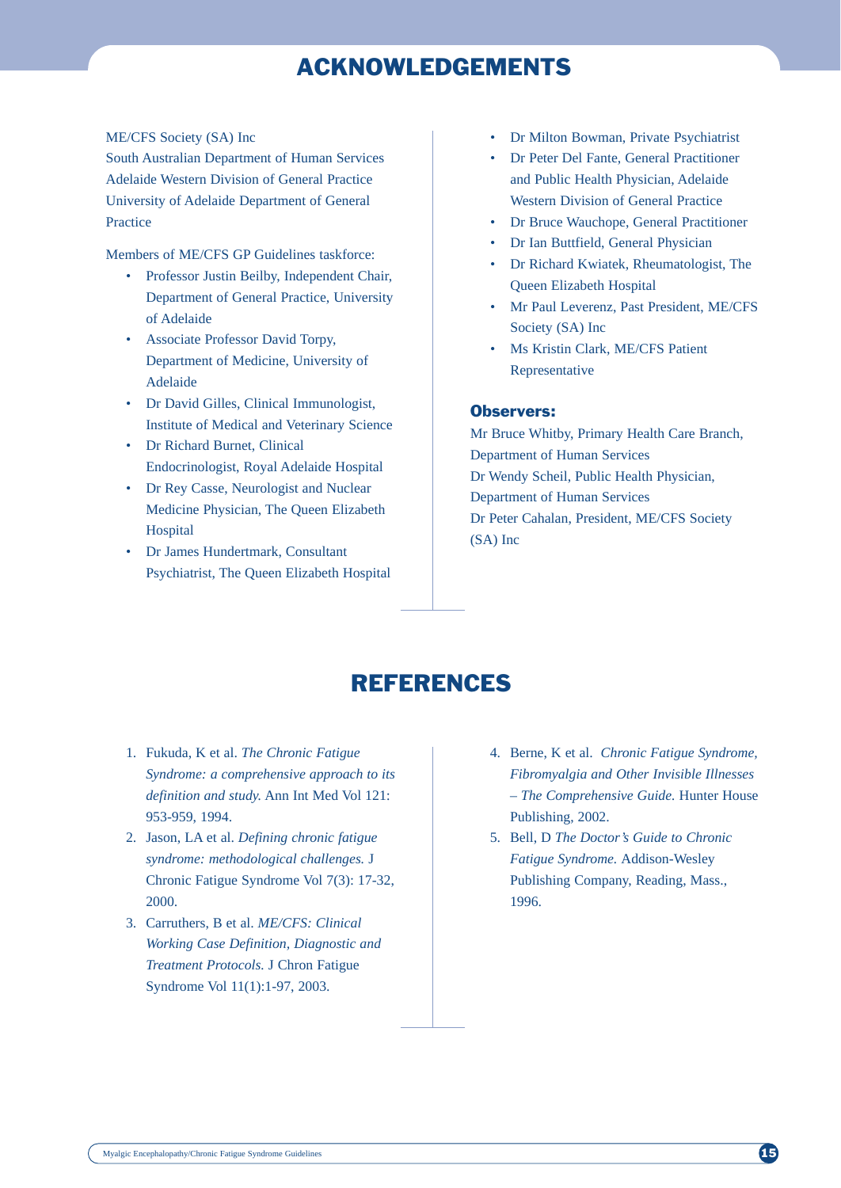# ACKNOWLEDGEMENTS

ME/CFS Society (SA) Inc
South Australian Department of Human Services
Adelaide Western Division of General Practice
University of Adelaide Department of General Practice

Members of ME/CFS GP Guidelines taskforce:

- Professor Justin Beilby, Independent Chair, Department of General Practice, University of Adelaide
- Associate Professor David Torpy, Department of Medicine, University of Adelaide
- Dr David Gilles, Clinical Immunologist, Institute of Medical and Veterinary Science
- Dr Richard Burnet, Clinical Endocrinologist, Royal Adelaide Hospital
- Dr Rey Casse, Neurologist and Nuclear Medicine Physician, The Queen Elizabeth Hospital
- Dr James Hundertmark, Consultant Psychiatrist, The Queen Elizabeth Hospital
- Dr Milton Bowman, Private Psychiatrist
- Dr Peter Del Fante, General Practitioner and Public Health Physician, Adelaide Western Division of General Practice
- Dr Bruce Wauchope, General Practitioner
- Dr Ian Buttfield, General Physician
- Dr Richard Kwiatek, Rheumatologist, The Queen Elizabeth Hospital
- Mr Paul Leverenz, Past President, ME/CFS Society (SA) Inc
- Ms Kristin Clark, ME/CFS Patient Representative

### Observers:

Mr Bruce Whitby, Primary Health Care Branch, Department of Human Services
Dr Wendy Scheil, Public Health Physician, Department of Human Services
Dr Peter Cahalan, President, ME/CFS Society (SA) Inc

# REFERENCES

1. Fukuda, K et al. *The Chronic Fatigue Syndrome: a comprehensive approach to its definition and study.* Ann Int Med Vol 121: 953-959, 1994.
2. Jason, LA et al. *Defining chronic fatigue syndrome: methodological challenges.* J Chronic Fatigue Syndrome Vol 7(3): 17-32, 2000.
3. Carrruthers, B et al. *ME/CFS: Clinical Working Case Definition, Diagnostic and Treatment Protocols.* J Chron Fatigue Syndrome Vol 11(1):1-97, 2003.
4. Berne, K et al. *Chronic Fatigue Syndrome, Fibromyalgia and Other Invisible Illnesses – The Comprehensive Guide.* Hunter House Publishing, 2002.
5. Bell, D *The Doctor's Guide to Chronic Fatigue Syndrome.* Addison-Wesley Publishing Company, Reading, Mass., 1996.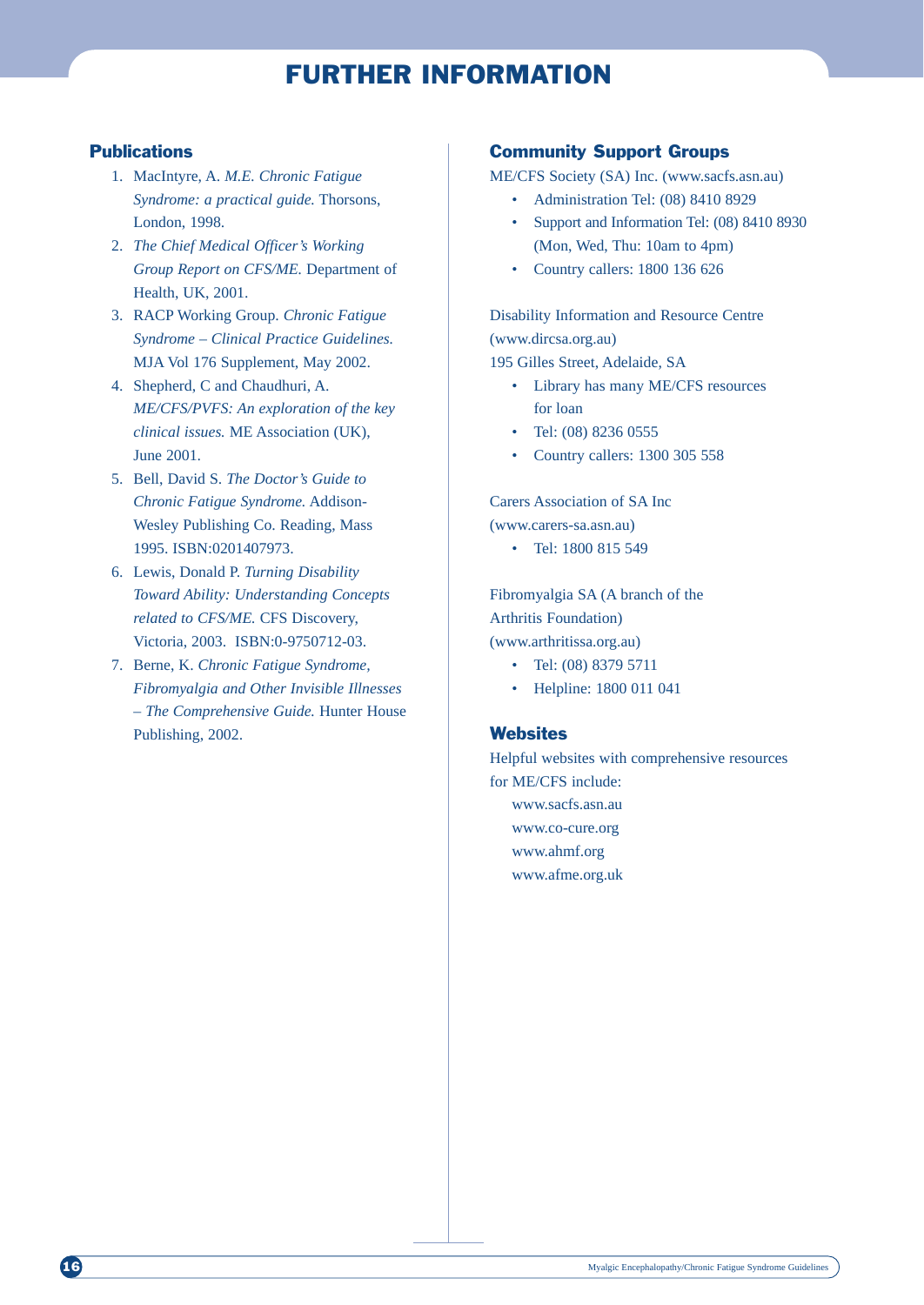# FURTHER INFORMATION

## Publications

1. MacIntyre, A. *M.E. Chronic Fatigue Syndrome: a practical guide.* Thorsons, London, 1998.
2. *The Chief Medical Officer's Working Group Report on CFS/ME.* Department of Health, UK, 2001.
3. RACP Working Group. *Chronic Fatigue Syndrome – Clinical Practice Guidelines.* MJA Vol 176 Supplement, May 2002.
4. Shepherd, C and Chaudhuri, A. *ME/CFS/PVFS: An exploration of the key clinical issues.* ME Association (UK), June 2001.
5. Bell, David S. *The Doctor's Guide to Chronic Fatigue Syndrome.* Addison-Wesley Publishing Co. Reading, Mass 1995. ISBN:0201407973.
6. Lewis, Donald P. *Turning Disability Toward Ability: Understanding Concepts related to CFS/ME.* CFS Discovery, Victoria, 2003. ISBN:0-9750712-03.
7. Berne, K. *Chronic Fatigue Syndrome, Fibromyalgia and Other Invisible Illnesses – The Comprehensive Guide.* Hunter House Publishing, 2002.

## Community Support Groups

ME/CFS Society (SA) Inc. (www.sacfs.asn.au)

- Administration Tel: (08) 8410 8929
- Support and Information Tel: (08) 8410 8930 (Mon, Wed, Thu: 10am to 4pm)
- Country callers: 1800 136 626

Disability Information and Resource Centre (www.dircsa.org.au)
195 Gilles Street, Adelaide, SA

- Library has many ME/CFS resources for loan
- Tel: (08) 8236 0555
- Country callers: 1300 305 558

Carers Association of SA Inc (www.carers-sa.asn.au)

- Tel: 1800 815 549

Fibromyalgia SA (A branch of the Arthritis Foundation) (www.arthritissa.org.au)

- Tel: (08) 8379 5711
- Helpline: 1800 011 041

## Websites

Helpful websites with comprehensive resources for ME/CFS include:

www.sacfs.asn.au
www.co-cure.org
www.ahmf.org
www.afme.org.uk